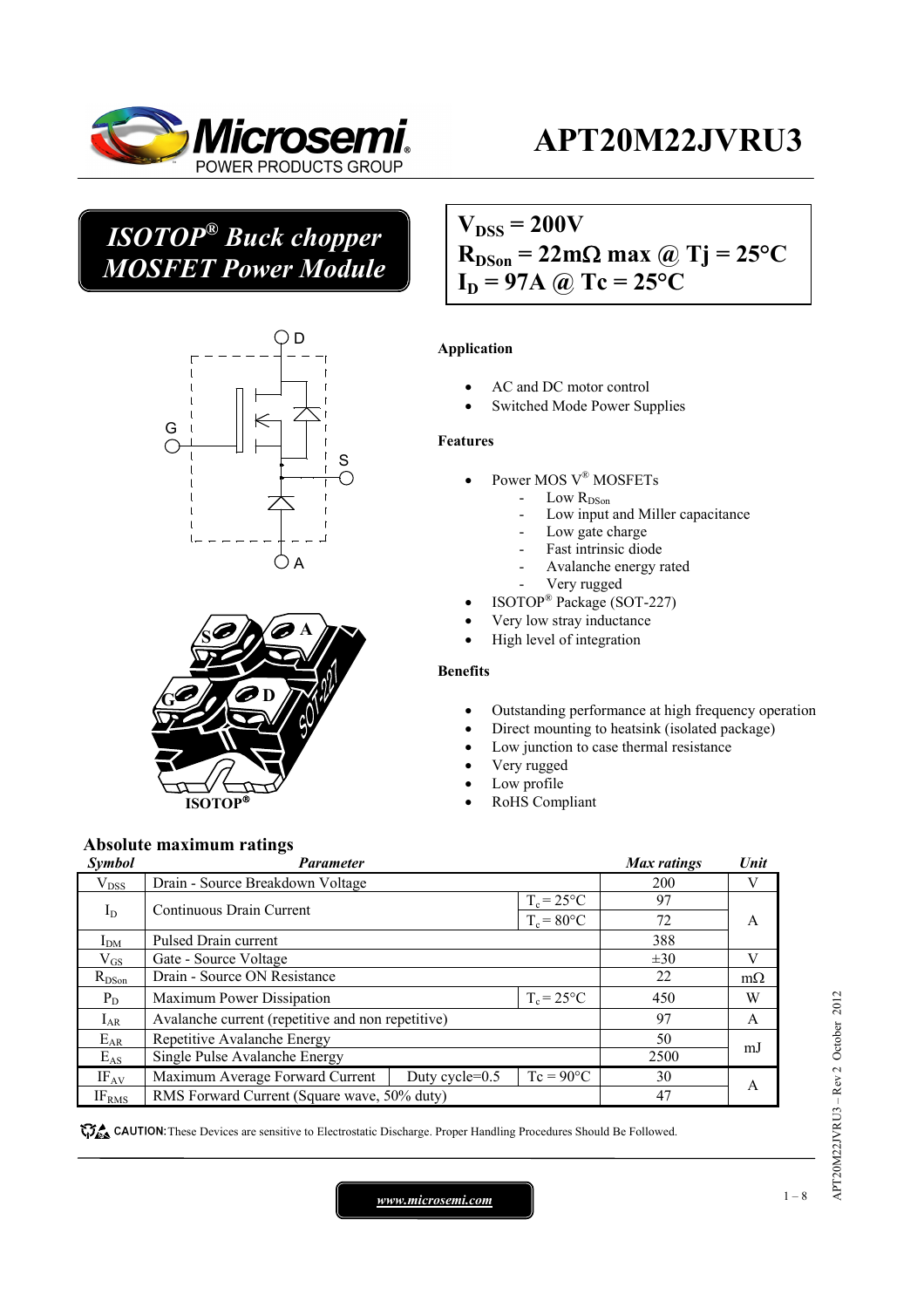# APT20M22JVRU3

## *ISOTOP® Buck chopper MOSFET Power Module*

$V_{DSS}$ = 200V
$R_{DSon}$ = 22mΩ max @ Tj = 25°C
$I_D$ = 97A @ Tc = 25°C

### Application

- AC and DC motor control
- Switched Mode Power Supplies

### Features

- Power MOS V® MOSFETs
  - Low $R_{DSon}$
  - Low input and Miller capacitance
  - Low gate charge
  - Fast intrinsic diode
  - Avalanche energy rated
  - Very rugged
- ISOTOP® Package (SOT-227)
- Very low stray inductance
- High level of integration

### Benefits

- Outstanding performance at high frequency operation
- Direct mounting to heatsink (isolated package)
- Low junction to case thermal resistance
- Very rugged
- Low profile
- RoHS Compliant

## Absolute maximum ratings

| *Symbol* | *Parameter* | | | *Max ratings* | *Unit* |
|---|---|---|---|---|---|
| $V_{DSS}$ | Drain - Source Breakdown Voltage | | | 200 | V |
| $I_D$ | Continuous Drain Current | | $T_c$ = 25°C | 97 | A |
| | | | $T_c$ = 80°C | 72 | |
| $I_{DM}$ | Pulsed Drain current | | | 388 | |
| $V_{GS}$ | Gate - Source Voltage | | | ±30 | V |
| $R_{DSon}$ | Drain - Source ON Resistance | | | 22 | mΩ |
| $P_D$ | Maximum Power Dissipation | | $T_c$ = 25°C | 450 | W |
| $I_{AR}$ | Avalanche current (repetitive and non repetitive) | | | 97 | A |
| $E_{AR}$ | Repetitive Avalanche Energy | | | 50 | mJ |
| $E_{AS}$ | Single Pulse Avalanche Energy | | | 2500 | |
| $IF_{AV}$ | Maximum Average Forward Current | Duty cycle=0.5 | Tc = 90°C | 30 | A |
| $IF_{RMS}$ | RMS Forward Current (Square wave, 50% duty) | | | 47 | |

**CAUTION:** These Devices are sensitive to Electrostatic Discharge. Proper Handling Procedures Should Be Followed.

*www.microsemi.com*

APT20M22JVRU3 – Rev 2 October 2012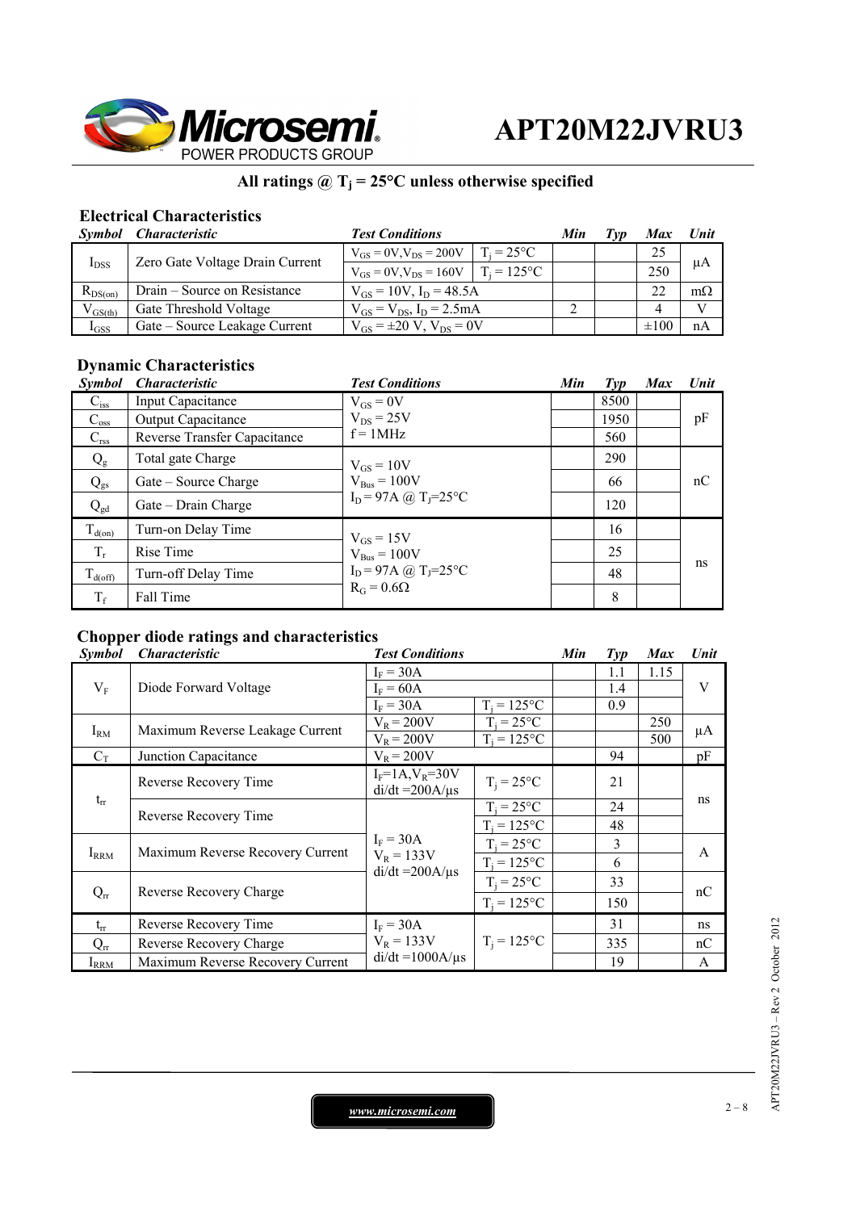# APT20M22JVRU3

**All ratings @ $T_j$ = 25°C unless otherwise specified**

## Electrical Characteristics

| Symbol | Characteristic | Test Conditions | | Min | Typ | Max | Unit |
|---|---|---|---|---|---|---|---|
| $I_{DSS}$ | Zero Gate Voltage Drain Current | $V_{GS}$ = 0V, $V_{DS}$ = 200V | $T_j$ = 25°C | | | 25 | µA |
| | | $V_{GS}$ = 0V, $V_{DS}$ = 160V | $T_j$ = 125°C | | | 250 | |
| $R_{DS(on)}$ | Drain – Source on Resistance | $V_{GS}$ = 10V, $I_D$ = 48.5A | | | | 22 | mΩ |
| $V_{GS(th)}$ | Gate Threshold Voltage | $V_{GS}$ = $V_{DS}$, $I_D$ = 2.5mA | | 2 | | 4 | V |
| $I_{GSS}$ | Gate – Source Leakage Current | $V_{GS}$ = ±20 V, $V_{DS}$ = 0V | | | | ±100 | nA |

## Dynamic Characteristics

| Symbol | Characteristic | Test Conditions | Min | Typ | Max | Unit |
|---|---|---|---|---|---|---|
| $C_{iss}$ | Input Capacitance | $V_{GS}$ = 0V<br>$V_{DS}$ = 25V<br>f = 1MHz | | 8500 | | pF |
| $C_{oss}$ | Output Capacitance | | | 1950 | | |
| $C_{rss}$ | Reverse Transfer Capacitance | | | 560 | | |
| $Q_g$ | Total gate Charge | $V_{GS}$ = 10V<br>$V_{Bus}$ = 100V<br>$I_D$ = 97A @ $T_j$=25°C | | 290 | | nC |
| $Q_{gs}$ | Gate – Source Charge | | | 66 | | |
| $Q_{gd}$ | Gate – Drain Charge | | | 120 | | |
| $T_{d(on)}$ | Turn-on Delay Time | $V_{GS}$ = 15V<br>$V_{Bus}$ = 100V<br>$I_D$ = 97A @ $T_j$=25°C<br>$R_G$ = 0.6Ω | | 16 | | ns |
| $T_r$ | Rise Time | | | 25 | | |
| $T_{d(off)}$ | Turn-off Delay Time | | | 48 | | |
| $T_f$ | Fall Time | | | 8 | | |

## Chopper diode ratings and characteristics

| Symbol | Characteristic | Test Conditions | | Min | Typ | Max | Unit |
|---|---|---|---|---|---|---|---|
| $V_F$ | Diode Forward Voltage | $I_F$ = 30A | | | 1.1 | 1.15 | V |
| | | $I_F$ = 60A | | | 1.4 | | |
| | | $I_F$ = 30A | $T_j$ = 125°C | | 0.9 | | |
| $I_{RM}$ | Maximum Reverse Leakage Current | $V_R$ = 200V | $T_j$ = 25°C | | | 250 | µA |
| | | $V_R$ = 200V | $T_j$ = 125°C | | | 500 | |
| $C_T$ | Junction Capacitance | $V_R$ = 200V | | | 94 | | pF |
| $t_{rr}$ | Reverse Recovery Time | $I_F$=1A, $V_R$=30V<br>di/dt =200A/µs | $T_j$ = 25°C | | 21 | | ns |
| | Reverse Recovery Time | $I_F$ = 30A<br>$V_R$ = 133V<br>di/dt =200A/µs | $T_j$ = 25°C | | 24 | | |
| | | | $T_j$ = 125°C | | 48 | | |
| $I_{RRM}$ | Maximum Reverse Recovery Current | | $T_j$ = 25°C | | 3 | | A |
| | | | $T_j$ = 125°C | | 6 | | |
| $Q_{rr}$ | Reverse Recovery Charge | | $T_j$ = 25°C | | 33 | | nC |
| | | | $T_j$ = 125°C | | 150 | | |
| $t_{rr}$ | Reverse Recovery Time | $I_F$ = 30A<br>$V_R$ = 133V<br>di/dt =1000A/µs | $T_j$ = 125°C | | 31 | | ns |
| $Q_{rr}$ | Reverse Recovery Charge | | | | 335 | | nC |
| $I_{RRM}$ | Maximum Reverse Recovery Current | | | | 19 | | A |

www.microsemi.com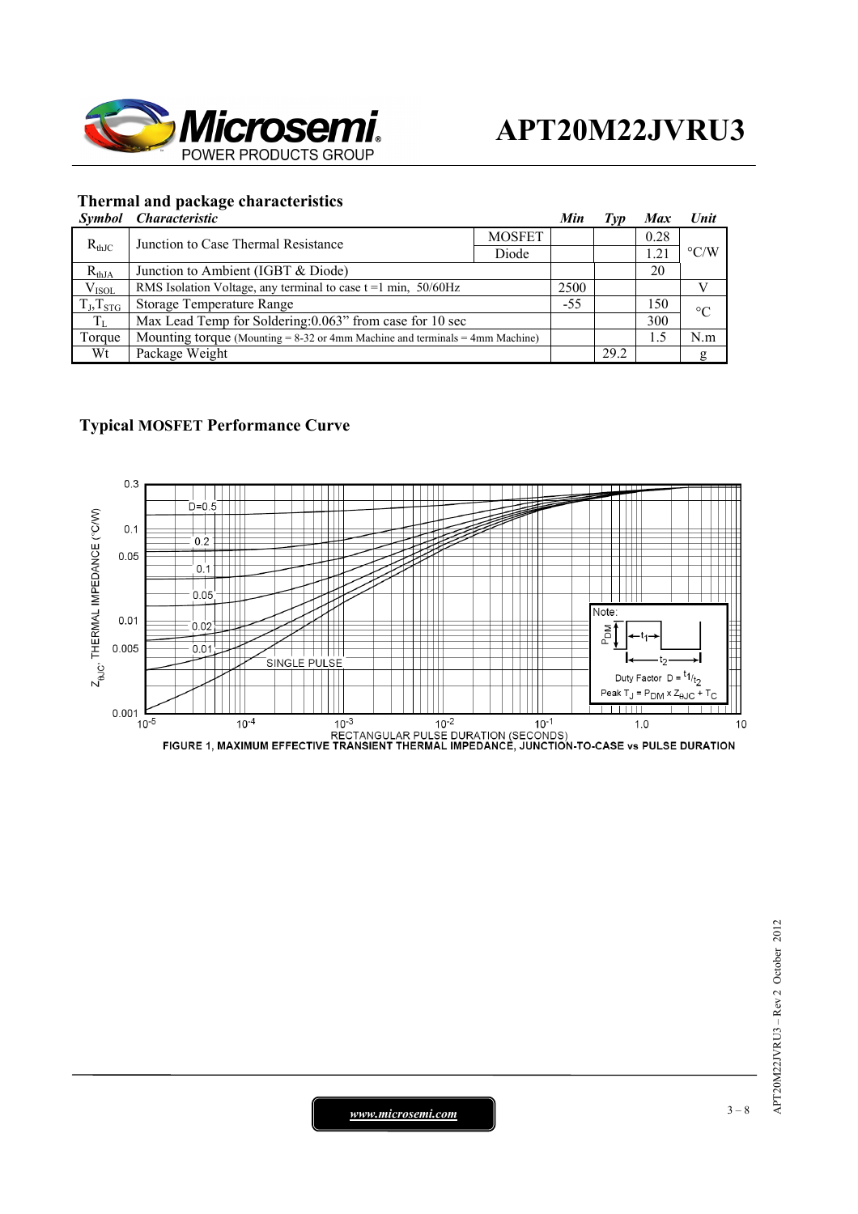## Thermal and package characteristics

| *Symbol* | *Characteristic* | | *Min* | *Typ* | *Max* | *Unit* |
|---|---|---|---|---|---|---|
| $R_{thJC}$ | Junction to Case Thermal Resistance | MOSFET | | | 0.28 | °C/W |
| | | Diode | | | 1.21 | |
| $R_{thJA}$ | Junction to Ambient (IGBT & Diode) | | | | 20 | |
| $V_{ISOL}$ | RMS Isolation Voltage, any terminal to case t =1 min, 50/60Hz | | 2500 | | | V |
| $T_J$,$T_{STG}$ | Storage Temperature Range | | -55 | | 150 | °C |
| $T_L$ | Max Lead Temp for Soldering:0.063" from case for 10 sec | | | | 300 | |
| Torque | Mounting torque (Mounting = 8-32 or 4mm Machine and terminals = 4mm Machine) | | | | 1.5 | N.m |
| Wt | Package Weight | | | 29.2 | | g |

## Typical MOSFET Performance Curve

FIGURE 1, MAXIMUM EFFECTIVE TRANSIENT THERMAL IMPEDANCE, JUNCTION-TO-CASE vs PULSE DURATION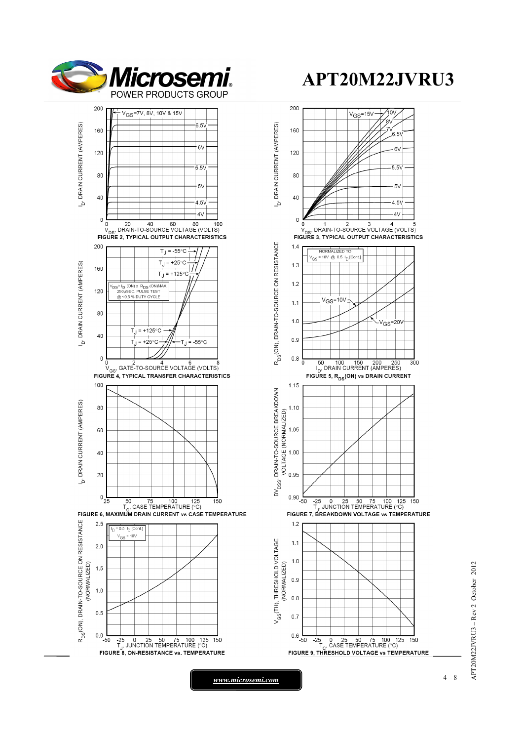# APT20M22JVRU3

FIGURE 2, TYPICAL OUTPUT CHARACTERISTICS

FIGURE 3, TYPICAL OUTPUT CHARACTERISTICS

FIGURE 4, TYPICAL TRANSFER CHARACTERISTICS

FIGURE 5, $R_{DS}$(ON) vs DRAIN CURRENT

FIGURE 6, MAXIMUM DRAIN CURRENT vs CASE TEMPERATURE

FIGURE 7, BREAKDOWN VOLTAGE vs TEMPERATURE

FIGURE 8, ON-RESISTANCE vs. TEMPERATURE

FIGURE 9, THRESHOLD VOLTAGE vs TEMPERATURE

www.microsemi.com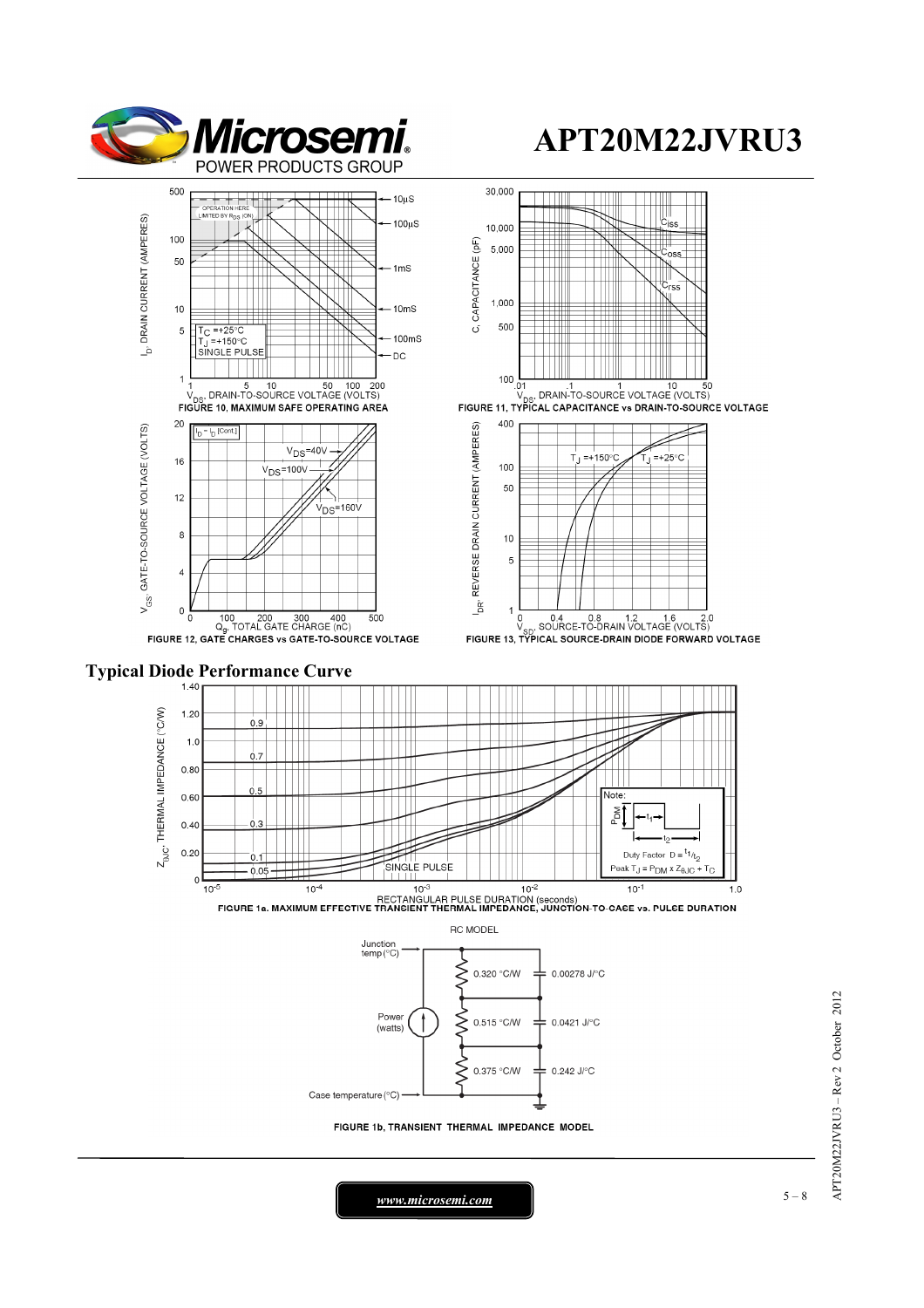FIGURE 10, MAXIMUM SAFE OPERATING AREA

FIGURE 11, TYPICAL CAPACITANCE vs DRAIN-TO-SOURCE VOLTAGE

FIGURE 12, GATE CHARGES vs GATE-TO-SOURCE VOLTAGE

FIGURE 13, TYPICAL SOURCE-DRAIN DIODE FORWARD VOLTAGE

## Typical Diode Performance Curve

FIGURE 1a. MAXIMUM EFFECTIVE TRANSIENT THERMAL IMPEDANCE, JUNCTION-TO-CASE vs. PULSE DURATION

RC MODEL

| Resistance | Capacitance |
|---|---|
| 0.320 °C/W | 0.00278 J/°C |
| 0.515 °C/W | 0.0421 J/°C |
| 0.375 °C/W | 0.242 J/°C |

FIGURE 1b, TRANSIENT THERMAL IMPEDANCE MODEL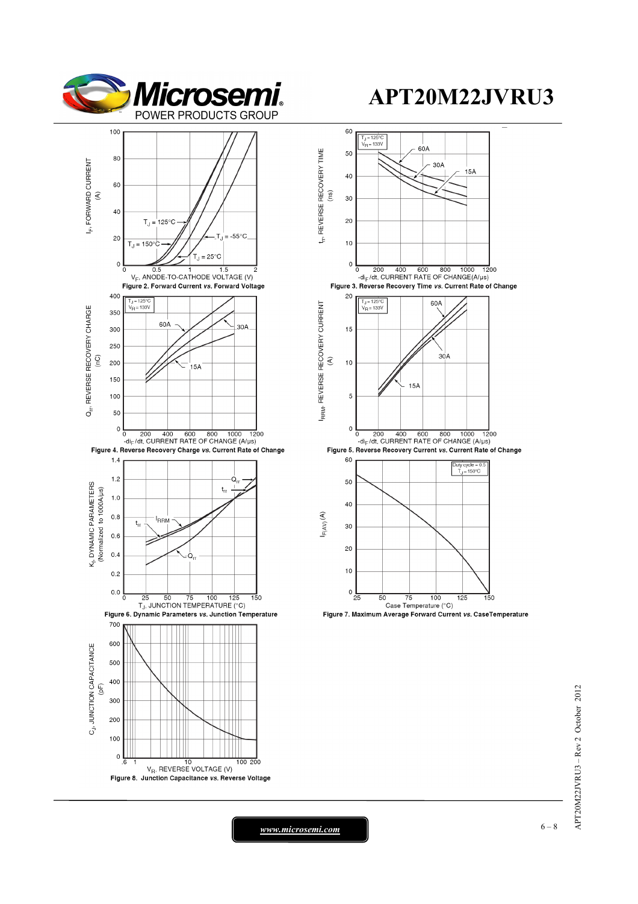Figure 2. Forward Current *vs.* Forward Voltage

Figure 3. Reverse Recovery Time *vs.* Current Rate of Change

Figure 4. Reverse Recovery Charge *vs.* Current Rate of Change

Figure 5. Reverse Recovery Current *vs.* Current Rate of Change

Figure 6. Dynamic Parameters *vs.* Junction Temperature

Figure 7. Maximum Average Forward Current *vs.* CaseTemperature

Figure 8. Junction Capacitance *vs.* Reverse Voltage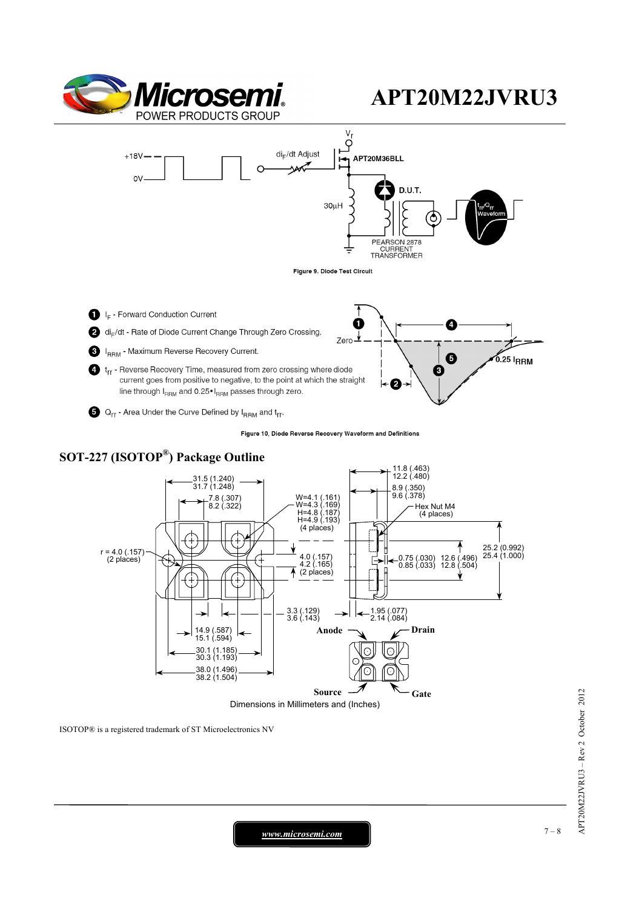Figure 9. Diode Test Circuit

1. $I_F$ - Forward Conduction Current
2. $di_F/dt$ - Rate of Diode Current Change Through Zero Crossing.
3. $I_{RRM}$ - Maximum Reverse Recovery Current.
4. $t_{rr}$ - Reverse Recovery Time, measured from zero crossing where diode current goes from positive to negative, to the point at which the straight line through $I_{RRM}$ and $0.25 \cdot I_{RRM}$ passes through zero.
5. $Q_{rr}$ - Area Under the Curve Defined by $I_{RRM}$ and $t_{rr}$.

Figure 10, Diode Reverse Recovery Waveform and Definitions

## SOT-227 (ISOTOP®) Package Outline

Dimensions in Millimeters and (Inches)

ISOTOP® is a registered trademark of ST Microelectronics NV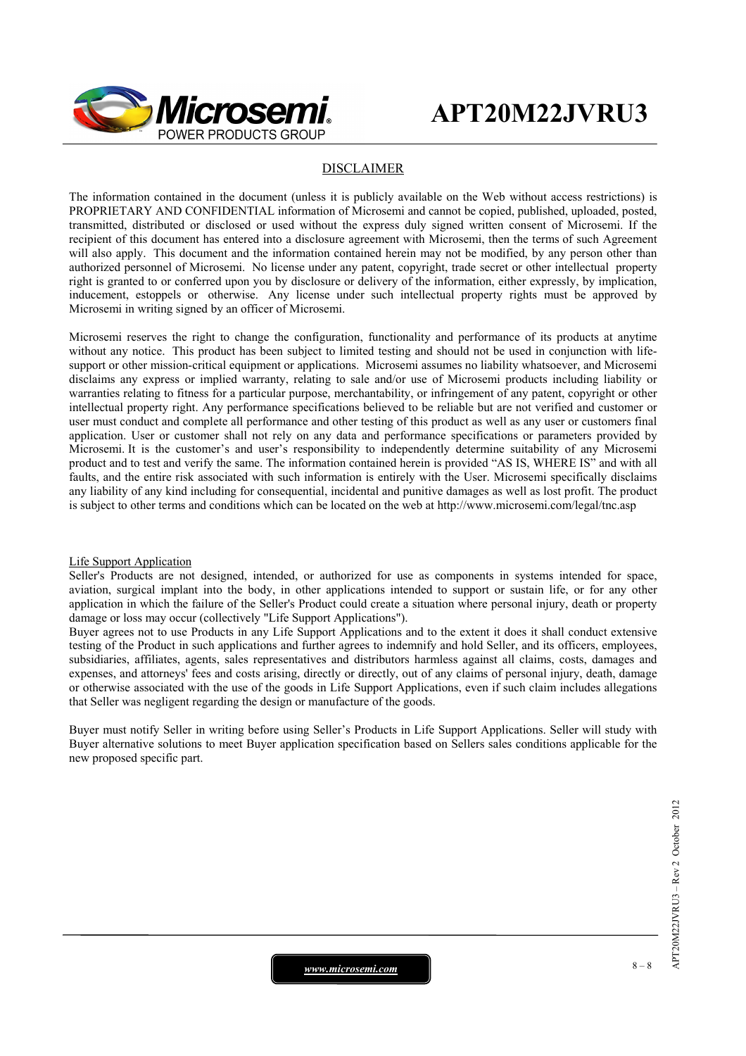## DISCLAIMER

The information contained in the document (unless it is publicly available on the Web without access restrictions) is PROPRIETARY AND CONFIDENTIAL information of Microsemi and cannot be copied, published, uploaded, posted, transmitted, distributed or disclosed or used without the express duly signed written consent of Microsemi. If the recipient of this document has entered into a disclosure agreement with Microsemi, then the terms of such Agreement will also apply. This document and the information contained herein may not be modified, by any person other than authorized personnel of Microsemi. No license under any patent, copyright, trade secret or other intellectual property right is granted to or conferred upon you by disclosure or delivery of the information, either expressly, by implication, inducement, estoppels or otherwise. Any license under such intellectual property rights must be approved by Microsemi in writing signed by an officer of Microsemi.

Microsemi reserves the right to change the configuration, functionality and performance of its products at anytime without any notice. This product has been subject to limited testing and should not be used in conjunction with life-support or other mission-critical equipment or applications. Microsemi assumes no liability whatsoever, and Microsemi disclaims any express or implied warranty, relating to sale and/or use of Microsemi products including liability or warranties relating to fitness for a particular purpose, merchantability, or infringement of any patent, copyright or other intellectual property right. Any performance specifications believed to be reliable but are not verified and customer or user must conduct and complete all performance and other testing of this product as well as any user or customers final application. User or customer shall not rely on any data and performance specifications or parameters provided by Microsemi. It is the customer's and user's responsibility to independently determine suitability of any Microsemi product and to test and verify the same. The information contained herein is provided "AS IS, WHERE IS" and with all faults, and the entire risk associated with such information is entirely with the User. Microsemi specifically disclaims any liability of any kind including for consequential, incidental and punitive damages as well as lost profit. The product is subject to other terms and conditions which can be located on the web at http://www.microsemi.com/legal/tnc.asp

### Life Support Application

Seller's Products are not designed, intended, or authorized for use as components in systems intended for space, aviation, surgical implant into the body, in other applications intended to support or sustain life, or for any other application in which the failure of the Seller's Product could create a situation where personal injury, death or property damage or loss may occur (collectively "Life Support Applications").

Buyer agrees not to use Products in any Life Support Applications and to the extent it does it shall conduct extensive testing of the Product in such applications and further agrees to indemnify and hold Seller, and its officers, employees, subsidiaries, affiliates, agents, sales representatives and distributors harmless against all claims, costs, damages and expenses, and attorneys' fees and costs arising, directly or indirectly, out of any claims of personal injury, death, damage or otherwise associated with the use of the goods in Life Support Applications, even if such claim includes allegations that Seller was negligent regarding the design or manufacture of the goods.

Buyer must notify Seller in writing before using Seller's Products in Life Support Applications. Seller will study with Buyer alternative solutions to meet Buyer application specification based on Sellers sales conditions applicable for the new proposed specific part.